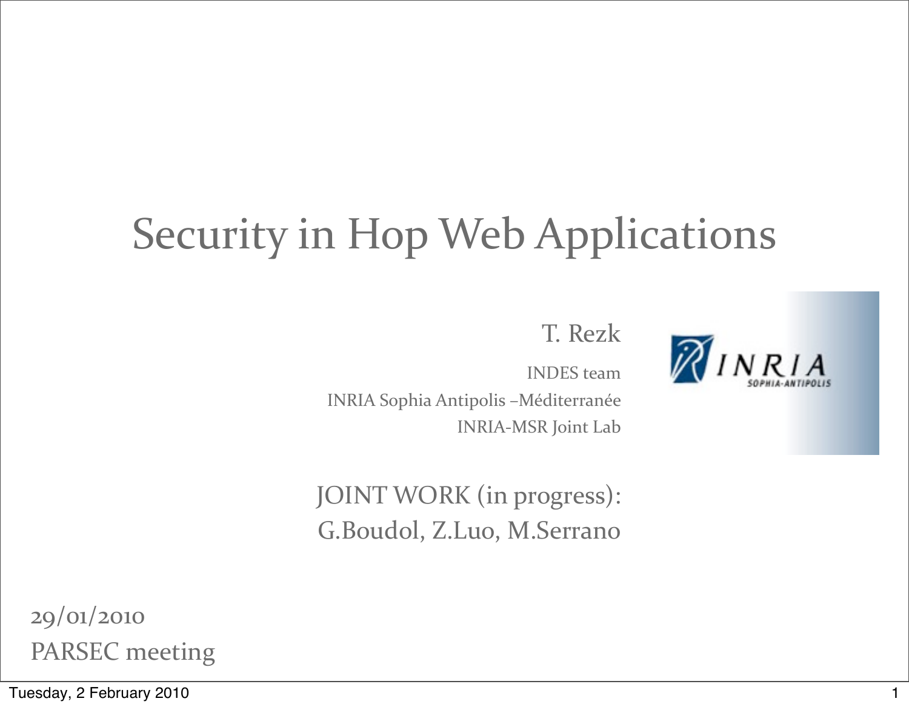# Security in Hop Web Applications

T. Rezk

INDES team

INRIA Sophia Antipolis –Méditerranée

INRIA-MSR Joint Lab

JOINT WORK (in progress):
G.Boudol, Z.Luo, M.Serrano

29/01/2010

PARSEC meeting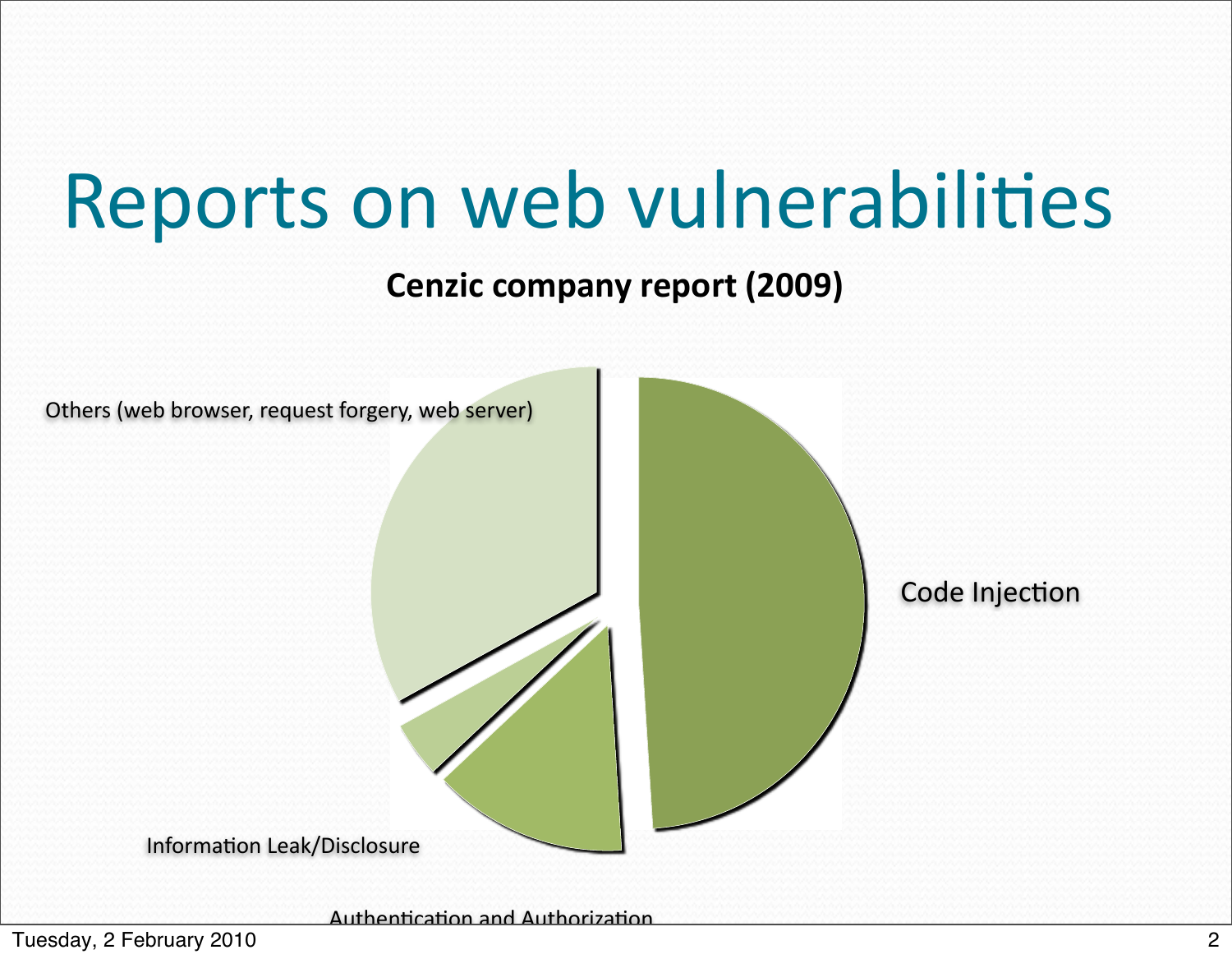# Reports on web vulnerabilities

**Cenzic company report (2009)**

Others (web browser, request forgery, web server)

Code Injection

Information Leak/Disclosure

Authentication and Authorization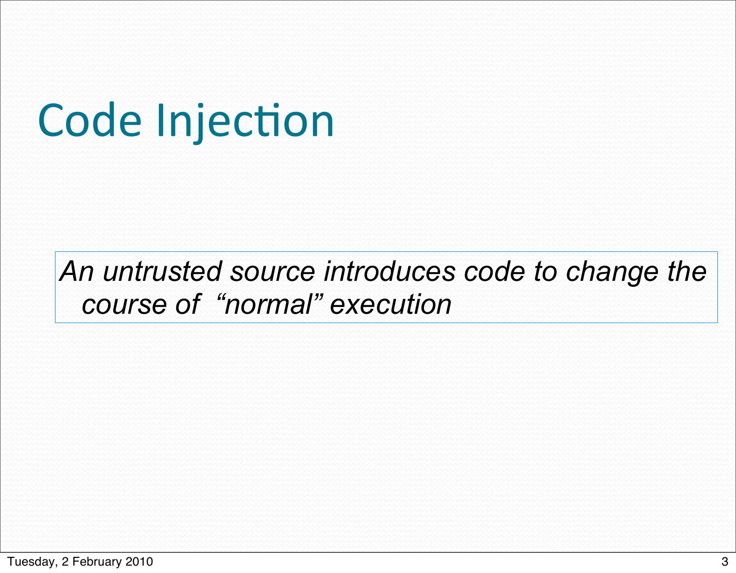# Code Injection

*An untrusted source introduces code to change the course of "normal" execution*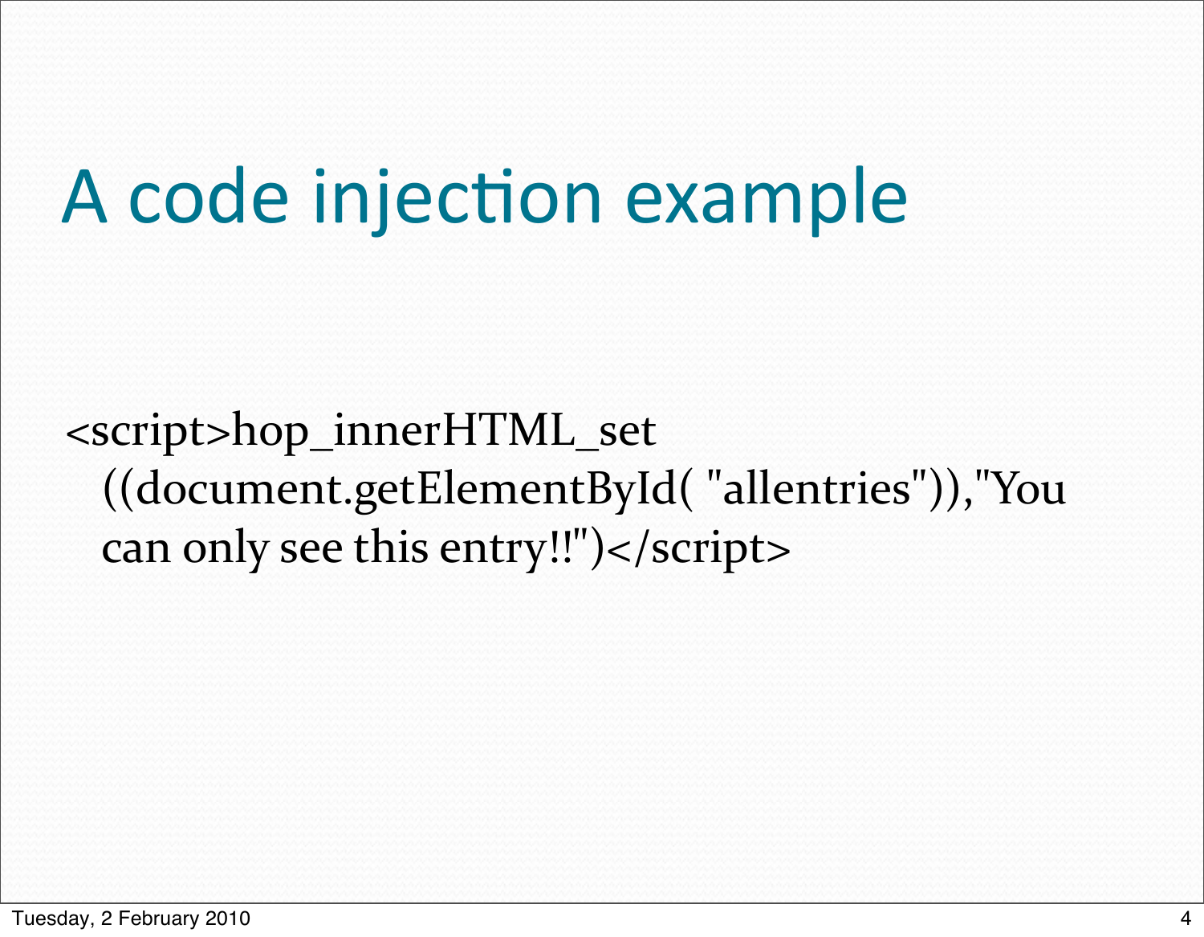# A code injection example

```
<script>hop_innerHTML_set
  ((document.getElementById( "allentries")),"You
  can only see this entry!!")</script>
```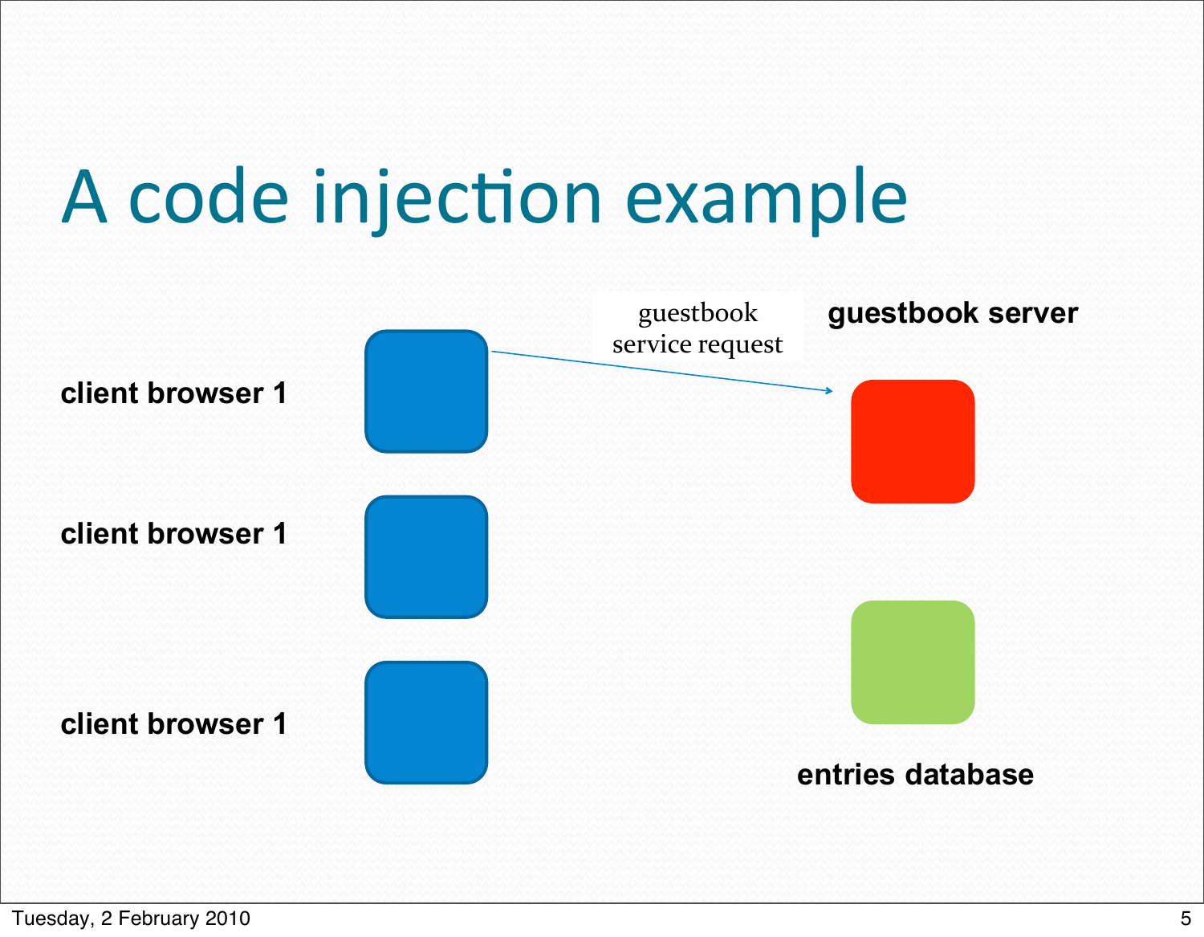# A code injection example

client browser 1

client browser 1

client browser 1

guestbook service request

**guestbook server**

**entries database**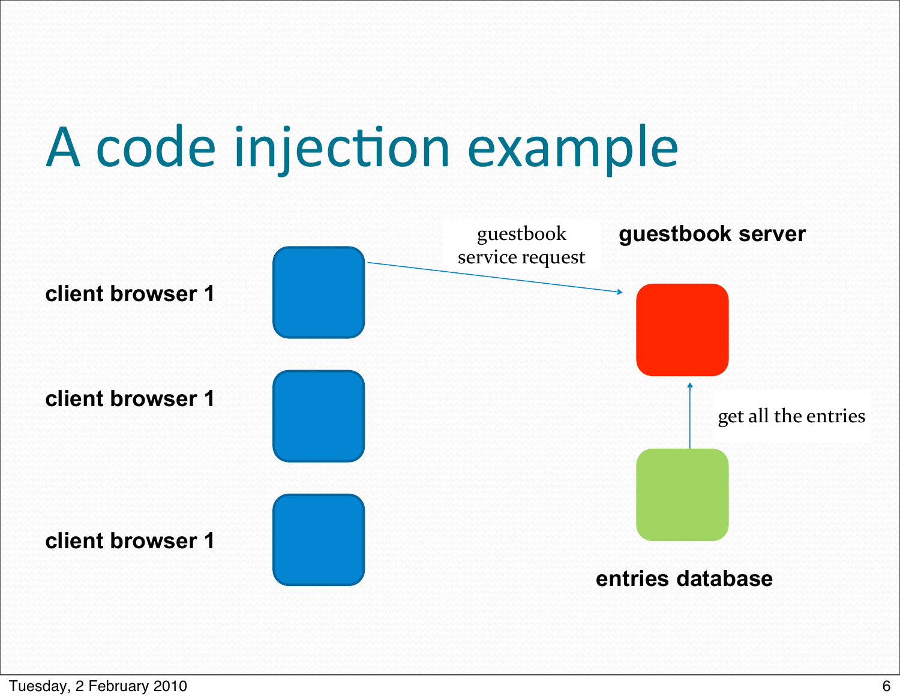# A code injection example

client browser 1

client browser 1

client browser 1

guestbook service request

guestbook server

get all the entries

entries database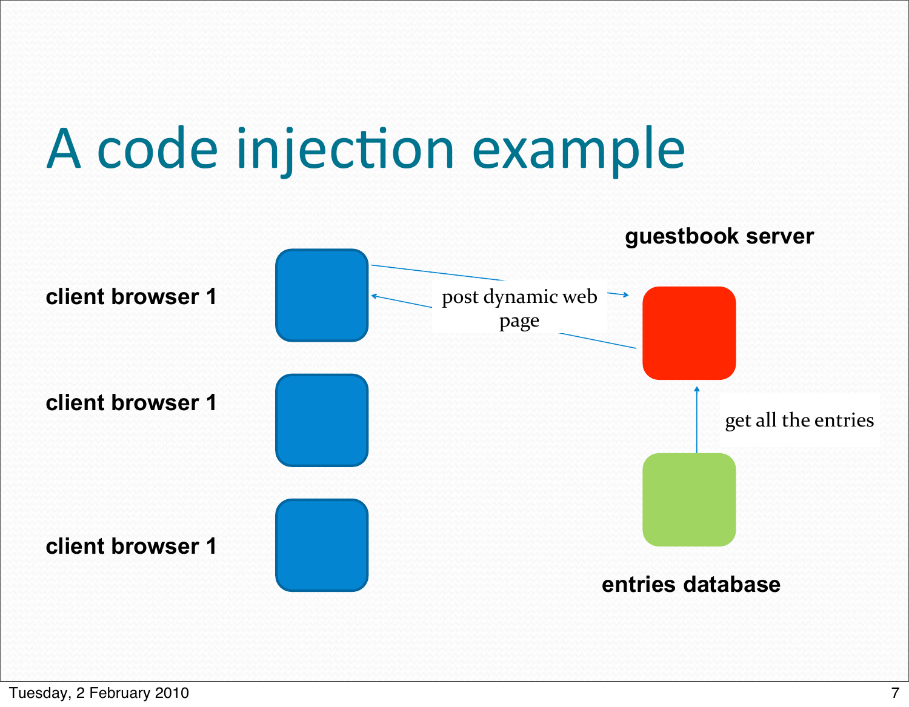# A code injection example

guestbook server

client browser 1

post dynamic web page

client browser 1

get all the entries

client browser 1

entries database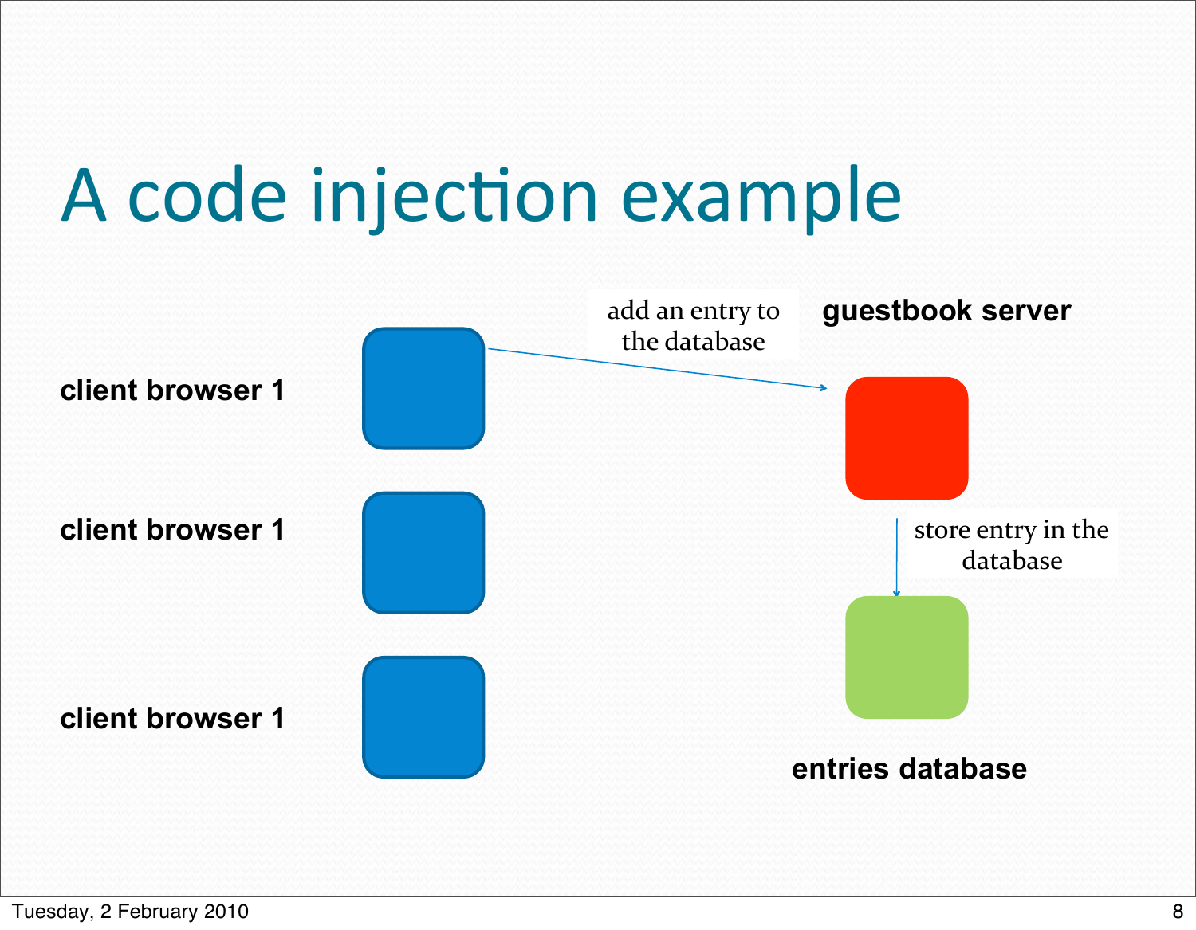# A code injection example

client browser 1

client browser 1

client browser 1

add an entry to the database

guestbook server

store entry in the database

entries database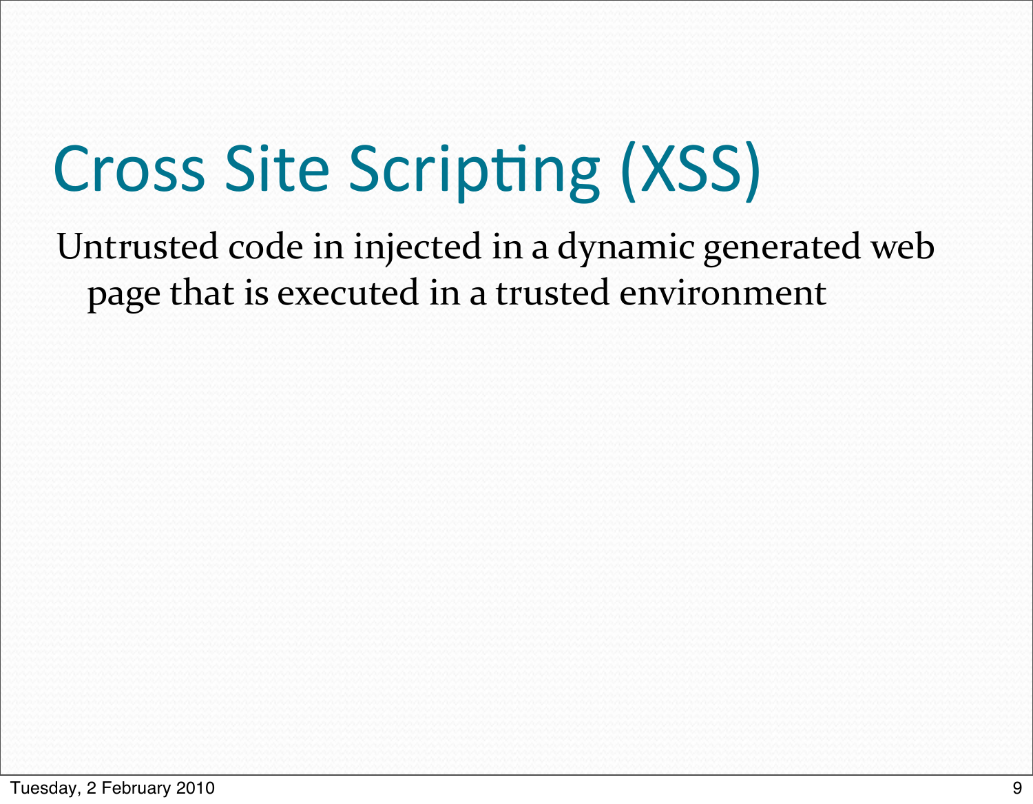# Cross Site Scripting (XSS)

Untrusted code in injected in a dynamic generated web page that is executed in a trusted environment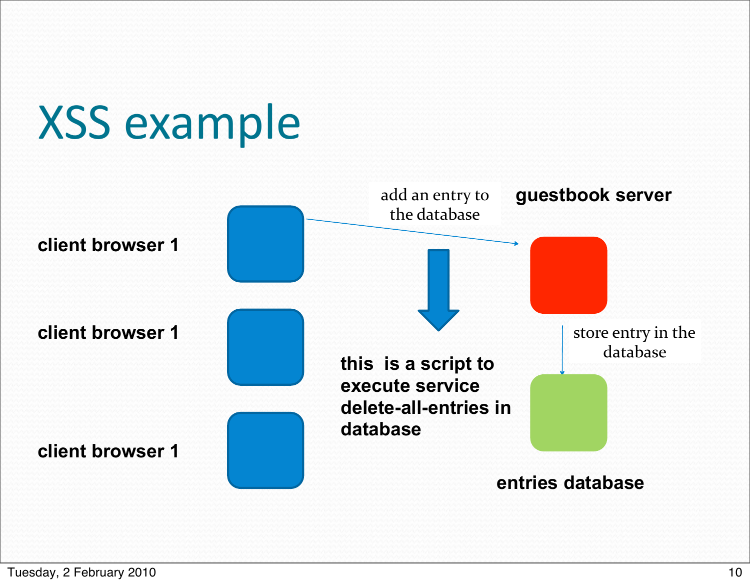# XSS example

client browser 1

client browser 1

client browser 1

add an entry to the database

**guestbook server**

**this is a script to execute service delete-all-entries in database**

store entry in the database

**entries database**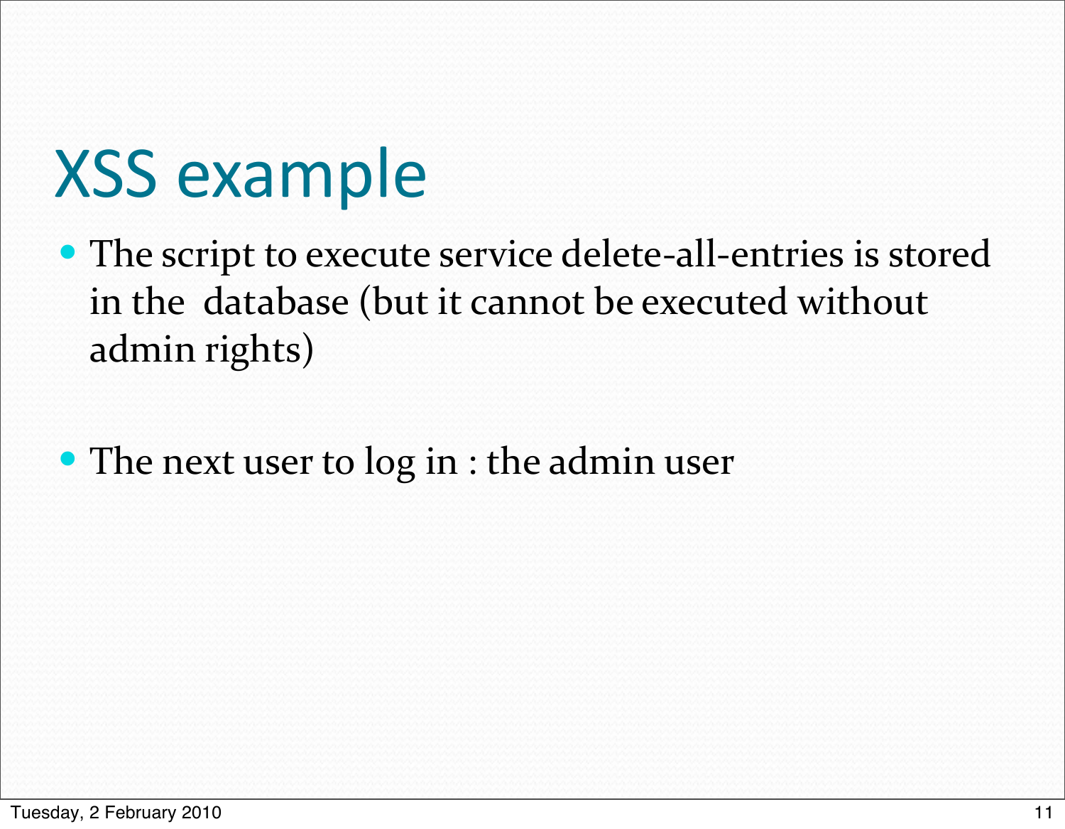# XSS example

- The script to execute service delete-all-entries is stored in the database (but it cannot be executed without admin rights)

- The next user to log in : the admin user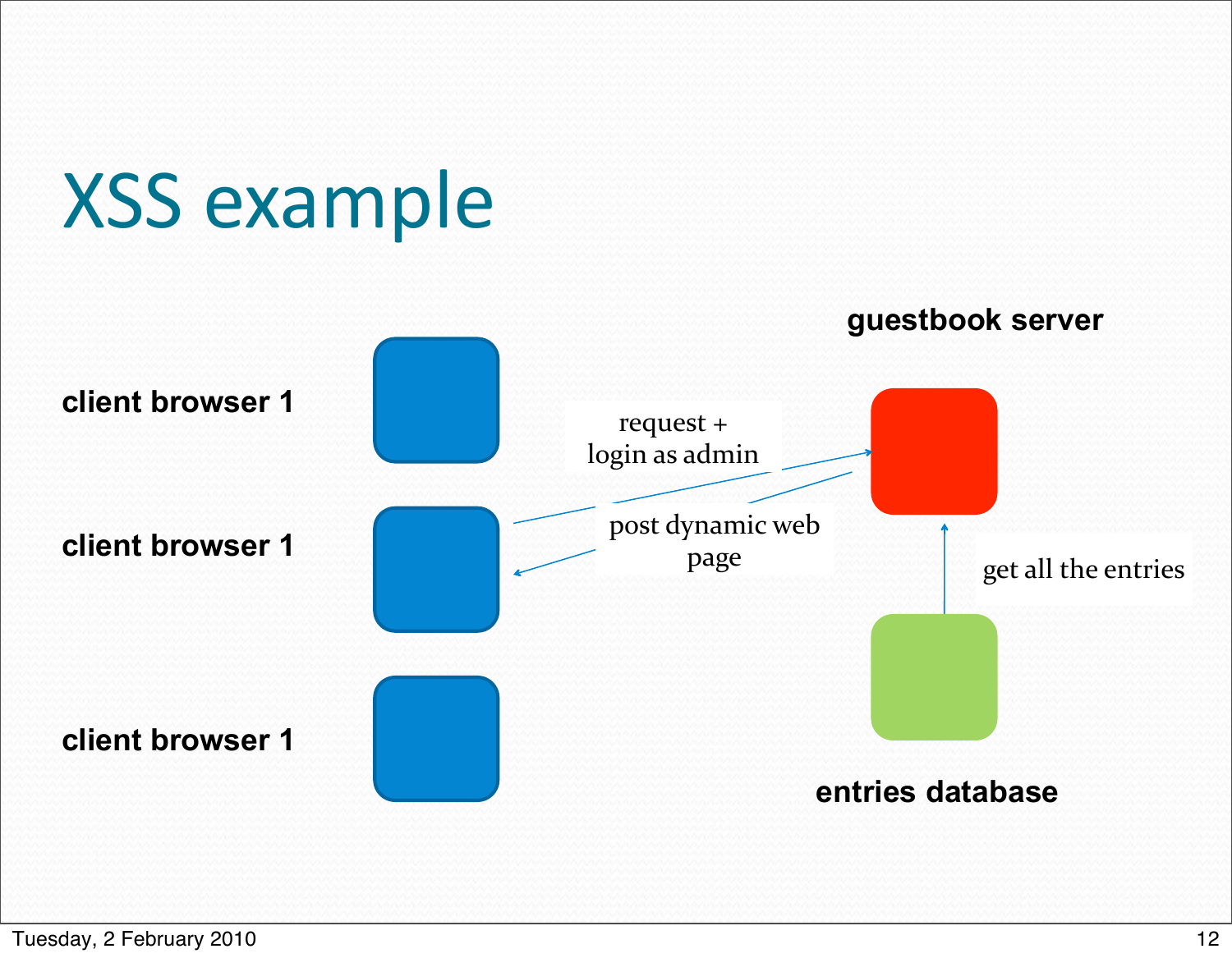# XSS example

guestbook server

client browser 1

request +
login as admin

client browser 1

post dynamic web page

get all the entries

client browser 1

entries database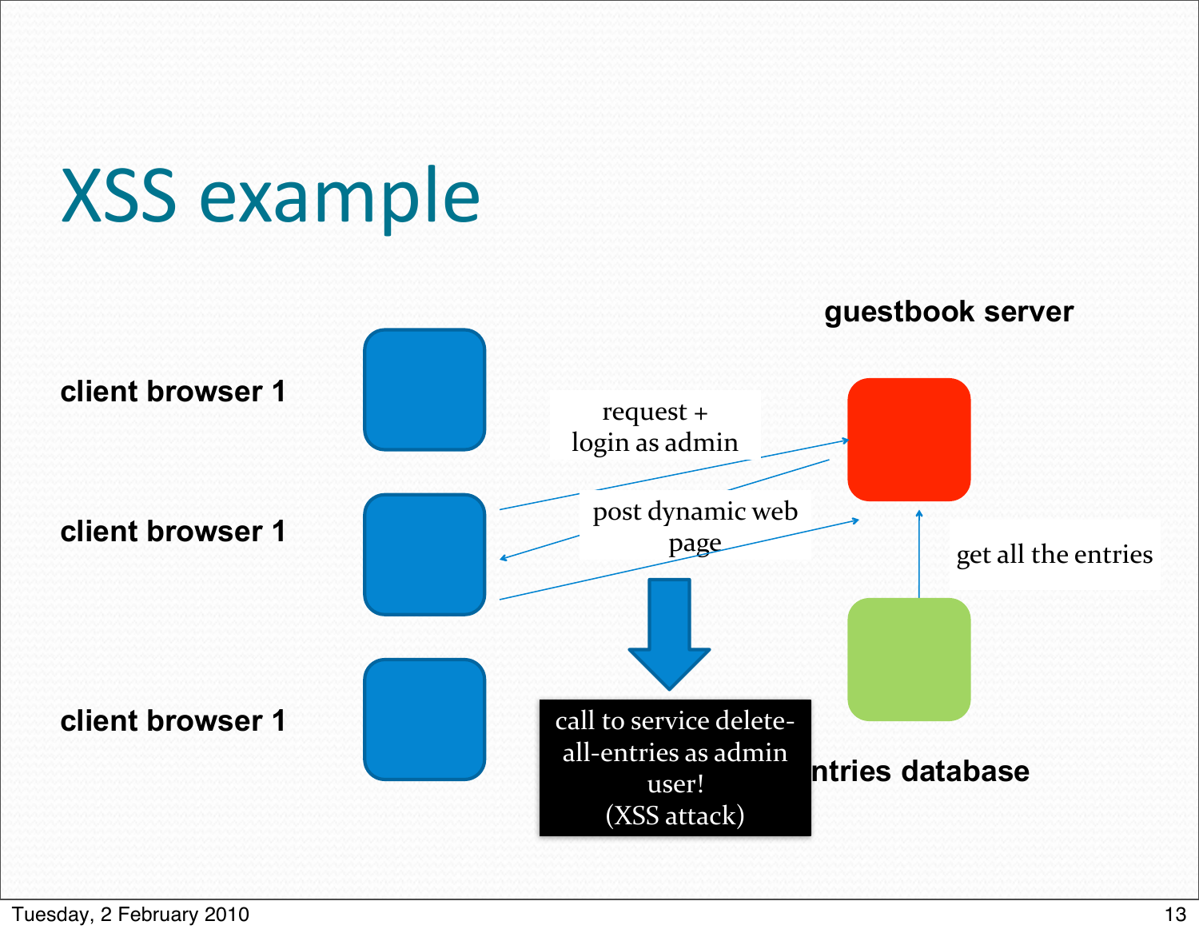# XSS example

**guestbook server**

**client browser 1**

request +
login as admin

**client browser 1**

post dynamic web page

get all the entries

**client browser 1**

call to service delete-all-entries as admin user!
(XSS attack)

**entries database**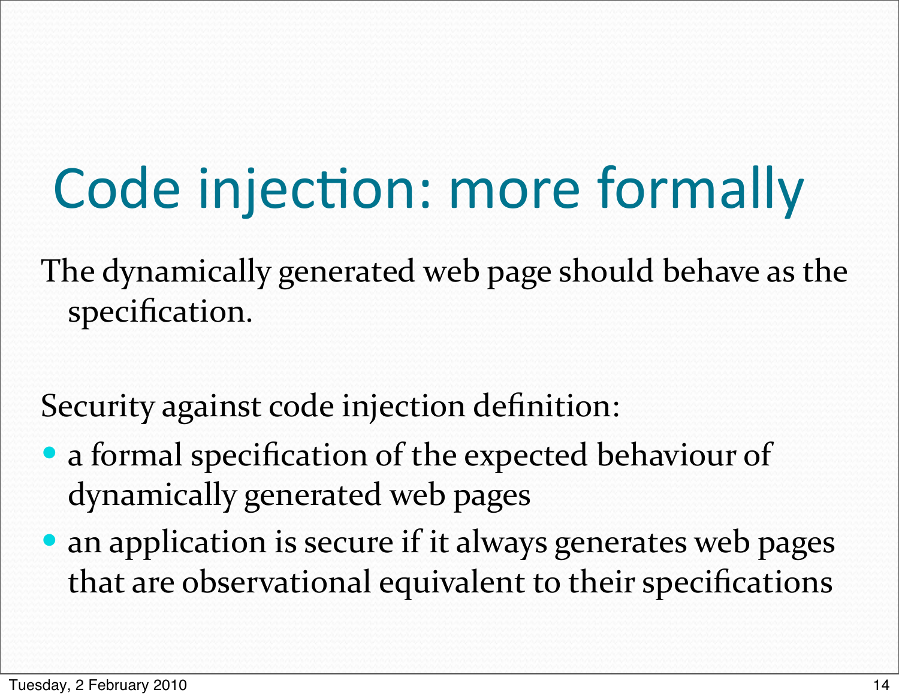# Code injection: more formally

The dynamically generated web page should behave as the specification.

Security against code injection definition:

- a formal specification of the expected behaviour of dynamically generated web pages
- an application is secure if it always generates web pages that are observational equivalent to their specifications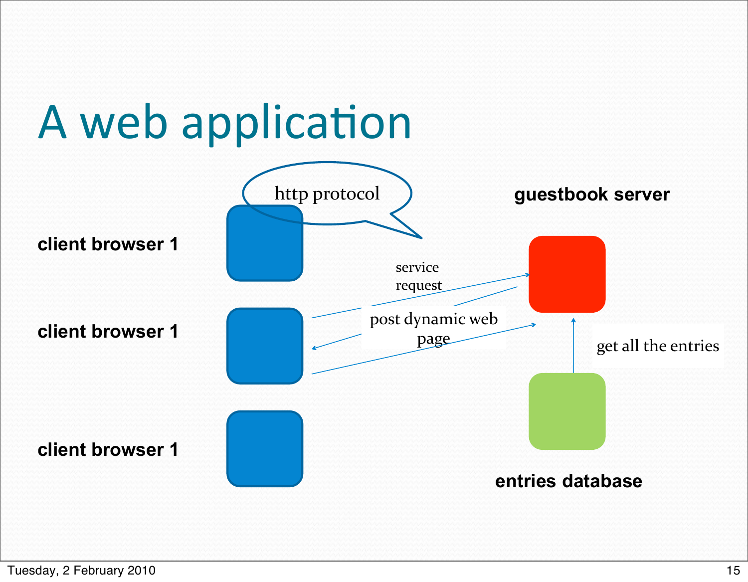# A web application

http protocol

guestbook server

client browser 1

service request

client browser 1

post dynamic web page

get all the entries

client browser 1

entries database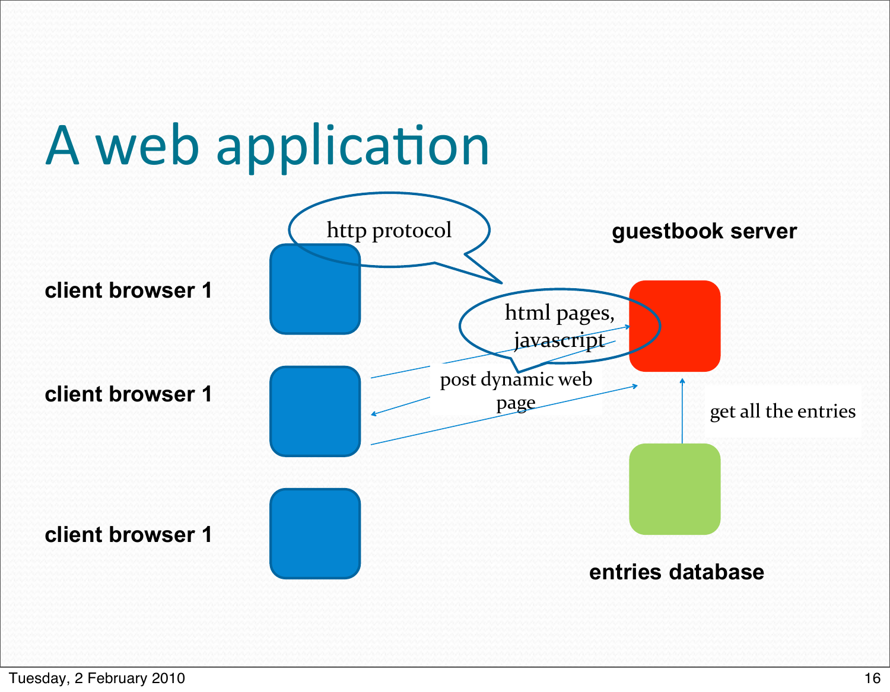# A web application

http protocol

guestbook server

**client browser 1**

html pages, javascript

**client browser 1**

post dynamic web page

get all the entries

**client browser 1**

**entries database**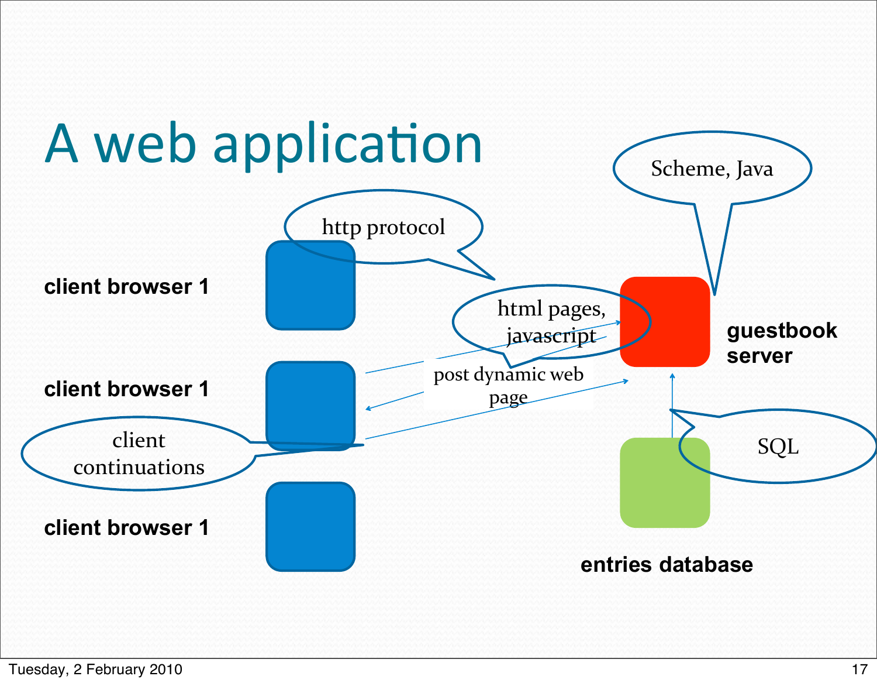# A web application

client browser 1

client browser 1

client browser 1

http protocol

html pages, javascript

post dynamic web page

client continuations

Scheme, Java

guestbook server

SQL

entries database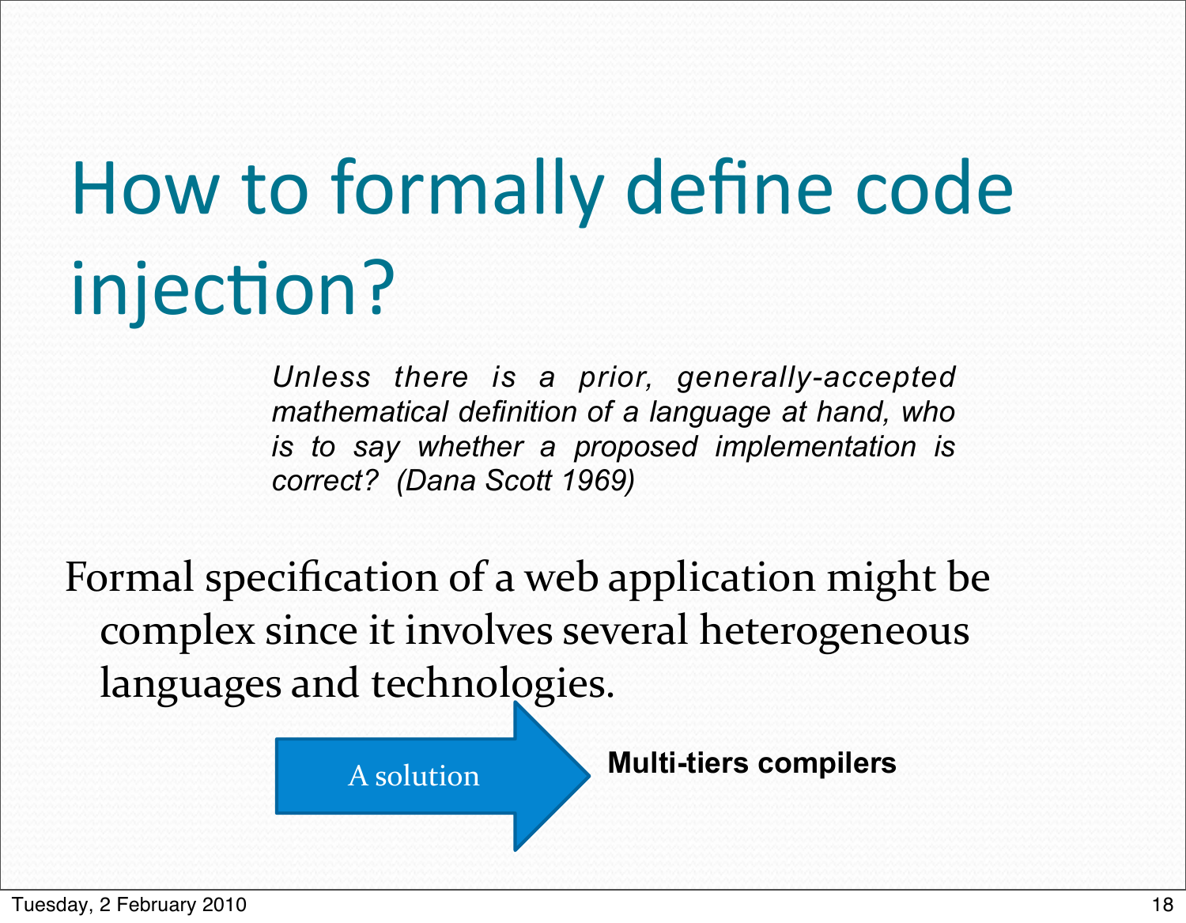# How to formally define code injection?

> *Unless there is a prior, generally-accepted mathematical definition of a language at hand, who is to say whether a proposed implementation is correct? (Dana Scott 1969)*

Formal specification of a web application might be complex since it involves several heterogeneous languages and technologies.

A solution → **Multi-tiers compilers**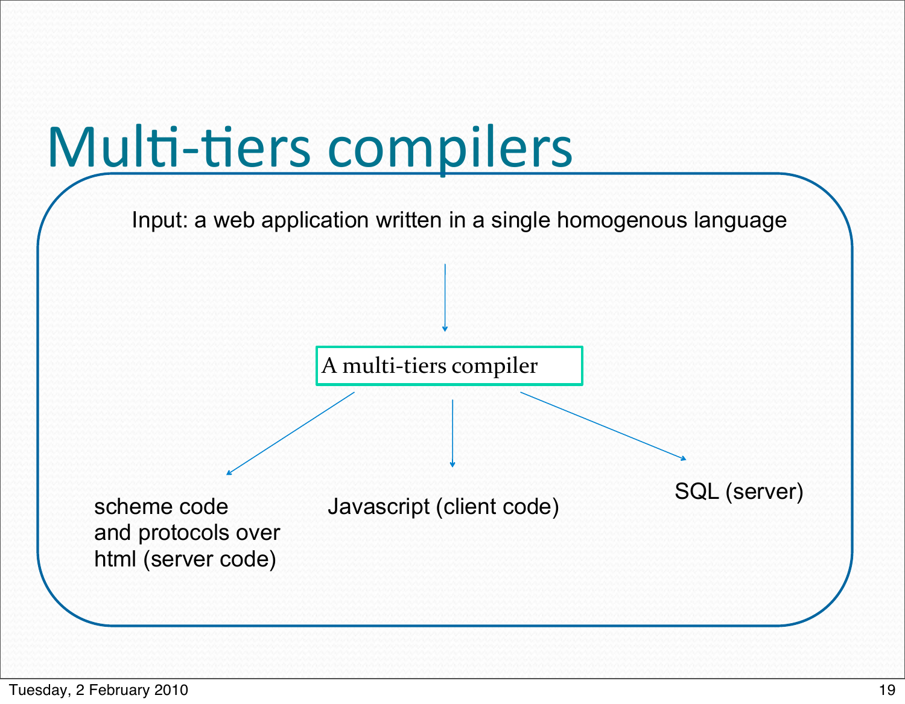# Multi-tiers compilers

Input: a web application written in a single homogenous language

A multi-tiers compiler

scheme code and protocols over html (server code)

Javascript (client code)

SQL (server)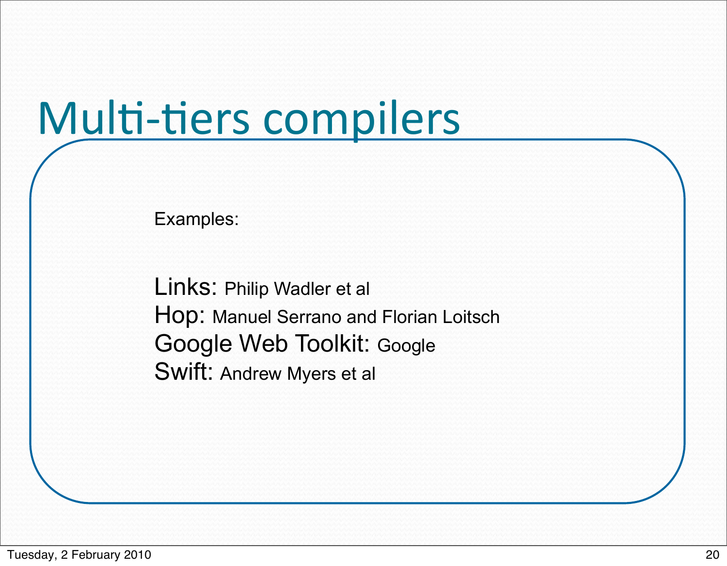# Multi-tiers compilers

Examples:

Links: Philip Wadler et al
Hop: Manuel Serrano and Florian Loitsch
Google Web Toolkit: Google
Swift: Andrew Myers et al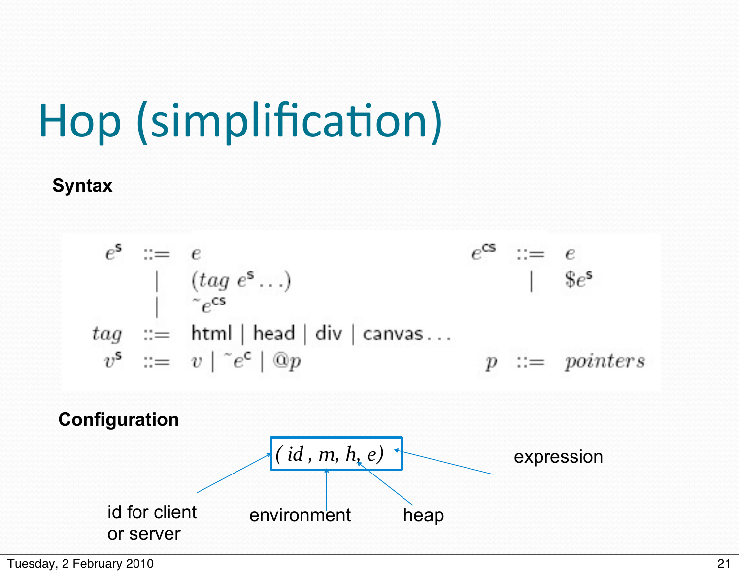# Hop (simplification)

**Syntax**

$$
\begin{array}{lcl}
e^{\mathsf{s}} & ::= & e \\
 & | & (tag\ e^{\mathsf{s}} \ldots) \\
 & | & \tilde{}\,e^{\mathsf{cs}} \\
tag & ::= & \mathsf{html} \mid \mathsf{head} \mid \mathsf{div} \mid \mathsf{canvas} \ldots \\
v^{\mathsf{s}} & ::= & v \mid \tilde{}\,e^{\mathsf{c}} \mid @p
\end{array}
\qquad
\begin{array}{lcl}
e^{\mathsf{cs}} & ::= & e \\
 & | & \$e^{\mathsf{s}} \\
 & & \\
 & & \\
p & ::= & pointers
\end{array}
$$

**Configuration**

$$( id , m, h, e)$$

- id for client or server
- environment
- heap
- expression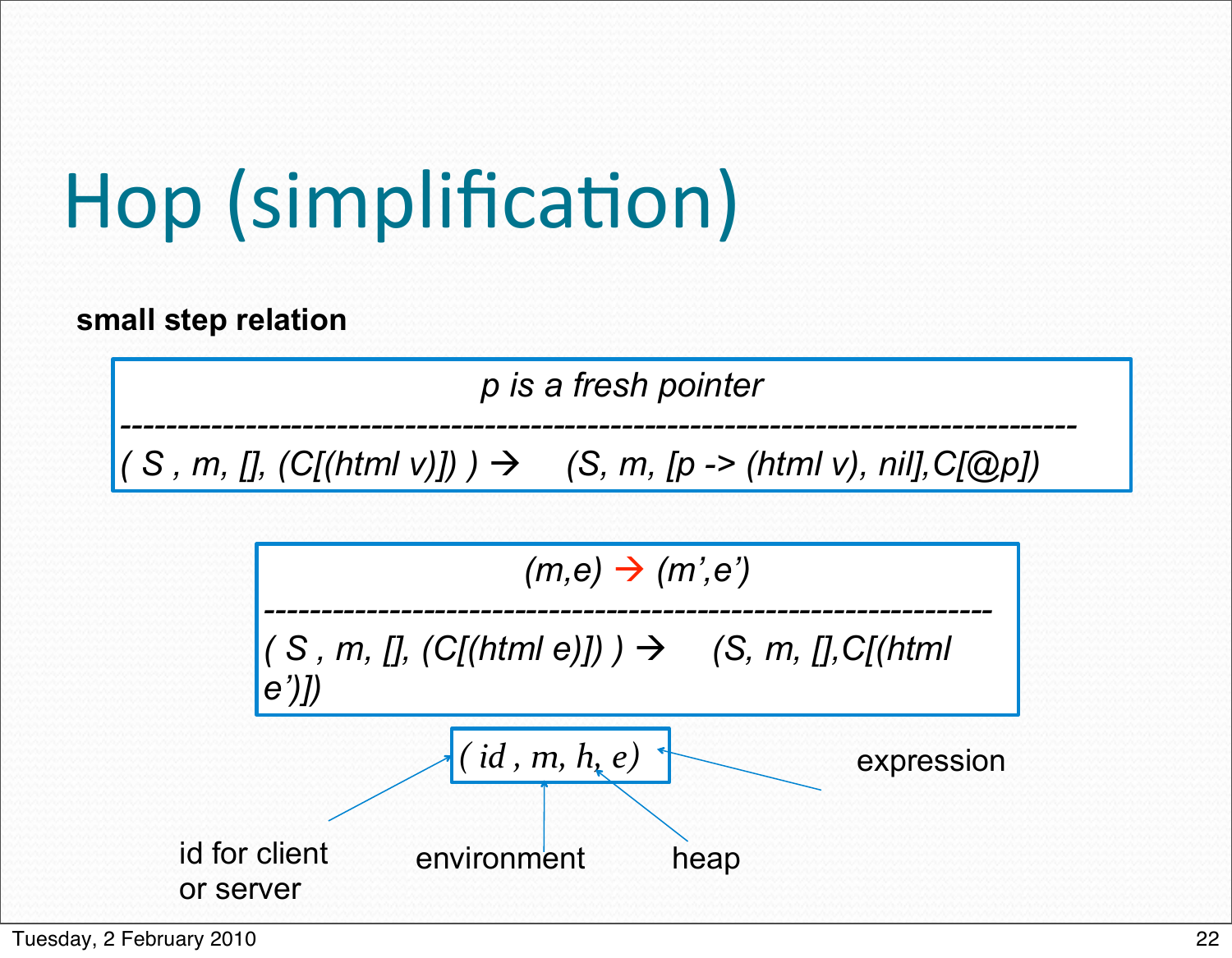# Hop (simplification)

**small step relation**

$$\frac{p \text{ is a fresh pointer}}{(S, m, [], (C[(\mathit{html}\ v)])) \rightarrow (S, m, [p \rightarrow (\mathit{html}\ v), \mathit{nil}], C[@p])}$$

$$\frac{(m,e) \rightarrow (m',e')}{(S, m, [], (C[(\mathit{html}\ e)])) \rightarrow (S, m, [], C[(\mathit{html}\ e')])}$$

$(id, m, h, e)$

- $id$: id for client or server
- $m$: environment
- $h$: heap
- $e$: expression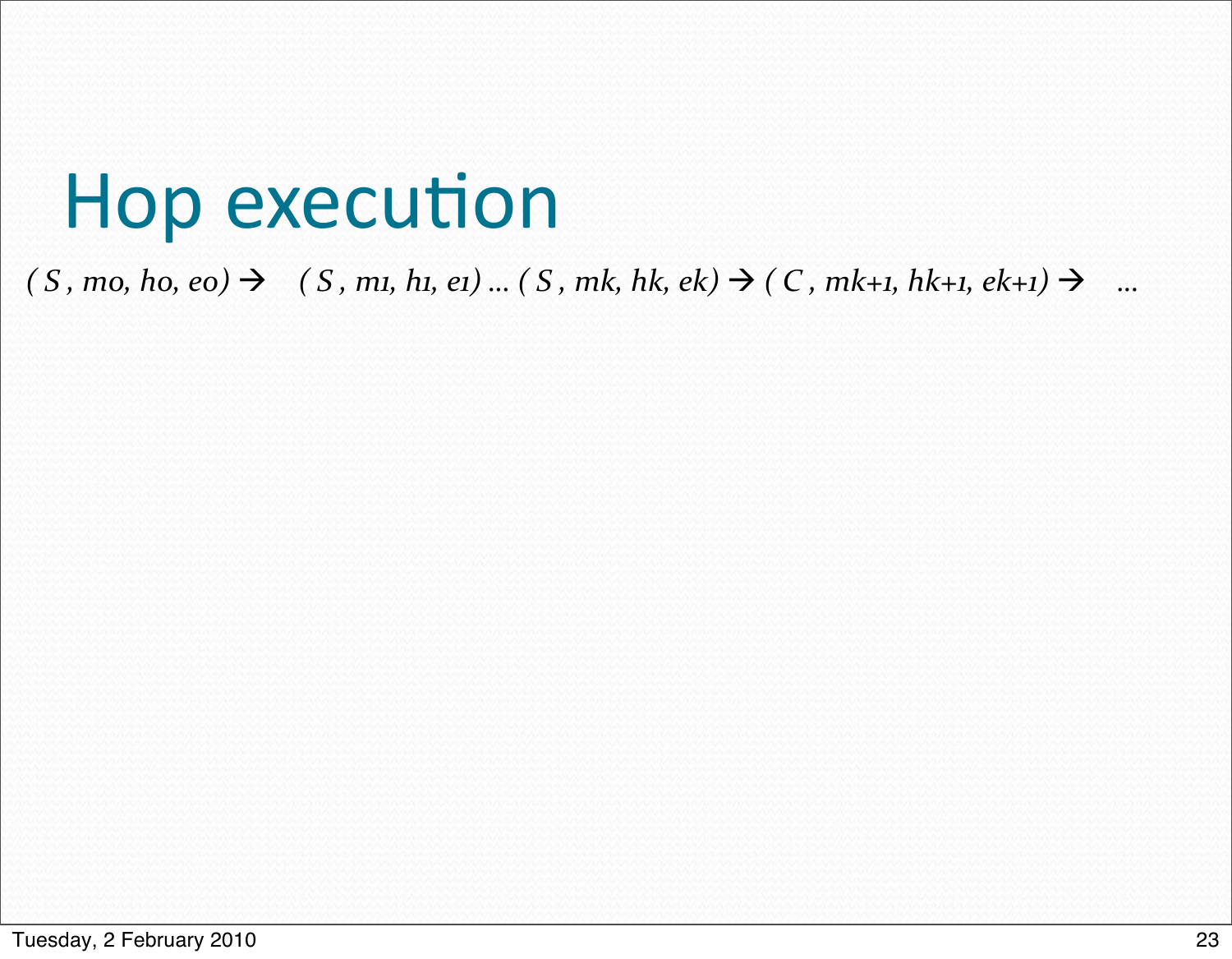# Hop execution

$(S, m_0, h_0, e_0) \rightarrow \quad (S, m_1, h_1, e_1) \ldots (S, m_k, h_k, e_k) \rightarrow (C, m_{k+1}, h_{k+1}, e_{k+1}) \rightarrow \quad \ldots$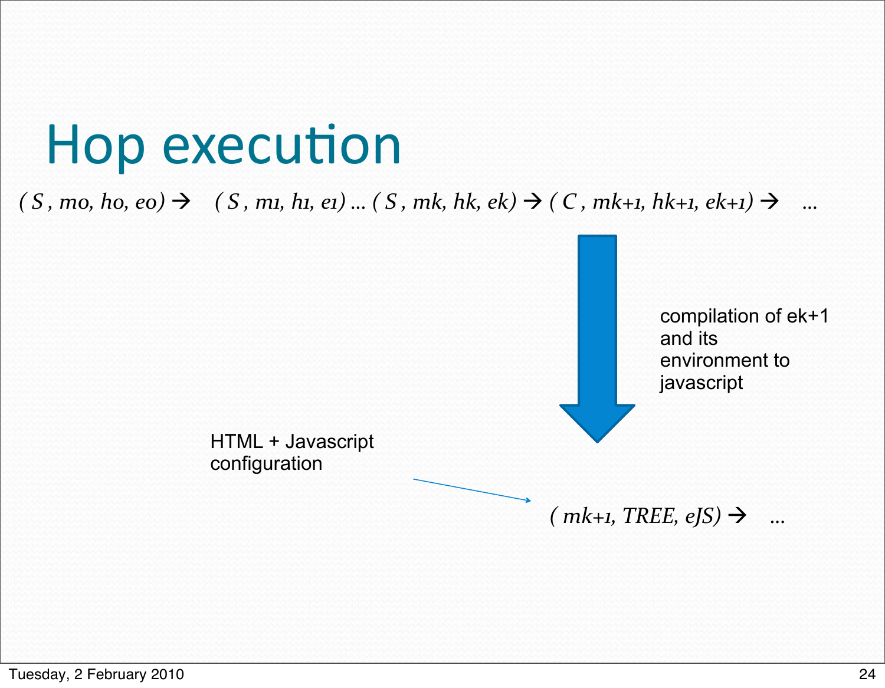# Hop execution

$( S , m_0, h_0, e_0) \rightarrow \quad ( S , m_1, h_1, e_1) \ldots ( S , m_k, h_k, e_k) \rightarrow ( C , m_{k+1}, h_{k+1}, e_{k+1}) \rightarrow \quad \ldots$

compilation of ek+1 and its environment to javascript

HTML + Javascript configuration

$( m_{k+1}, TREE, e_{JS}) \rightarrow \quad \ldots$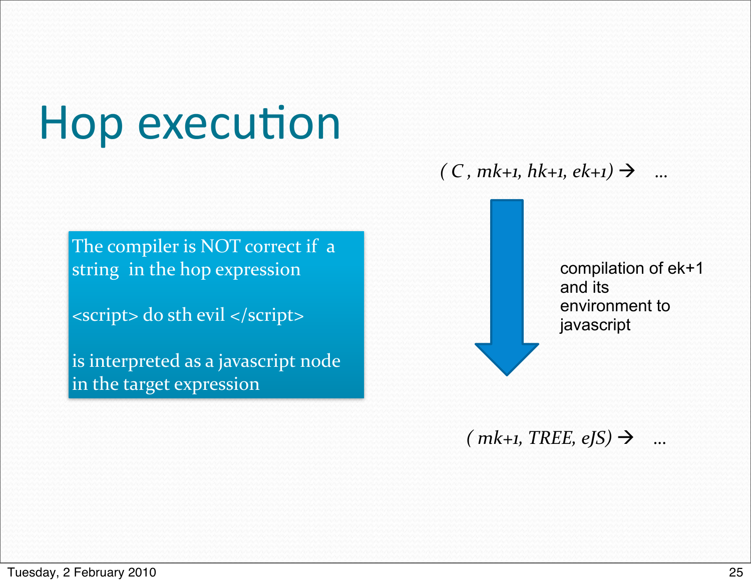# Hop execution

The compiler is NOT correct if a string in the hop expression

<script> do sth evil </script>

is interpreted as a javascript node in the target expression

$(C, m_{k+1}, h_{k+1}, e_{k+1}) \rightarrow \ldots$

compilation of $e_{k+1}$ and its environment to javascript

$(m_{k+1}, TREE, e_{JS}) \rightarrow \ldots$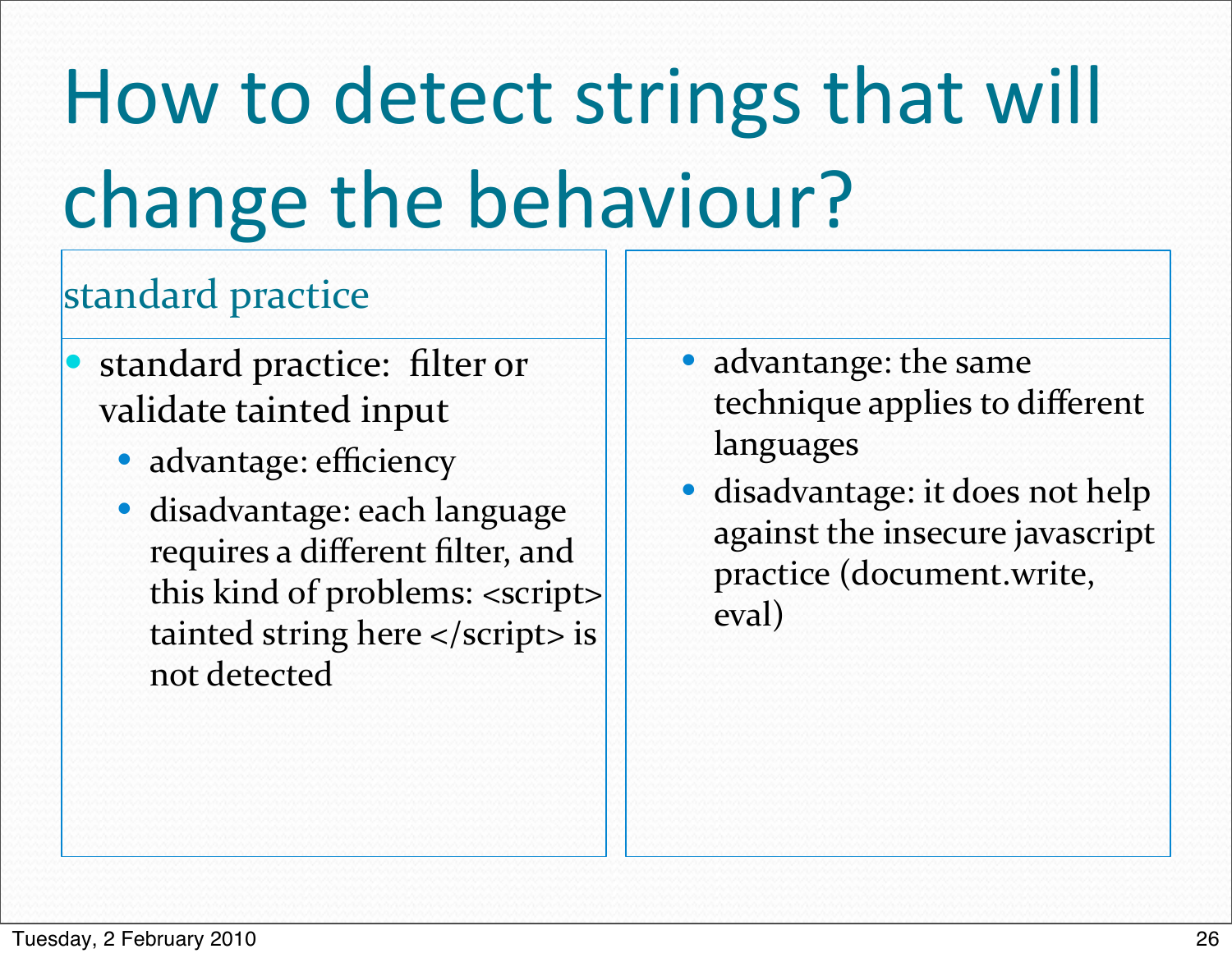# How to detect strings that will change the behaviour?

## standard practice

- standard practice: filter or validate tainted input
  - advantage: efficiency
  - disadvantage: each language requires a different filter, and this kind of problems: <script> tainted string here </script> is not detected

- advantange: the same technique applies to different languages
- disadvantage: it does not help against the insecure javascript practice (document.write, eval)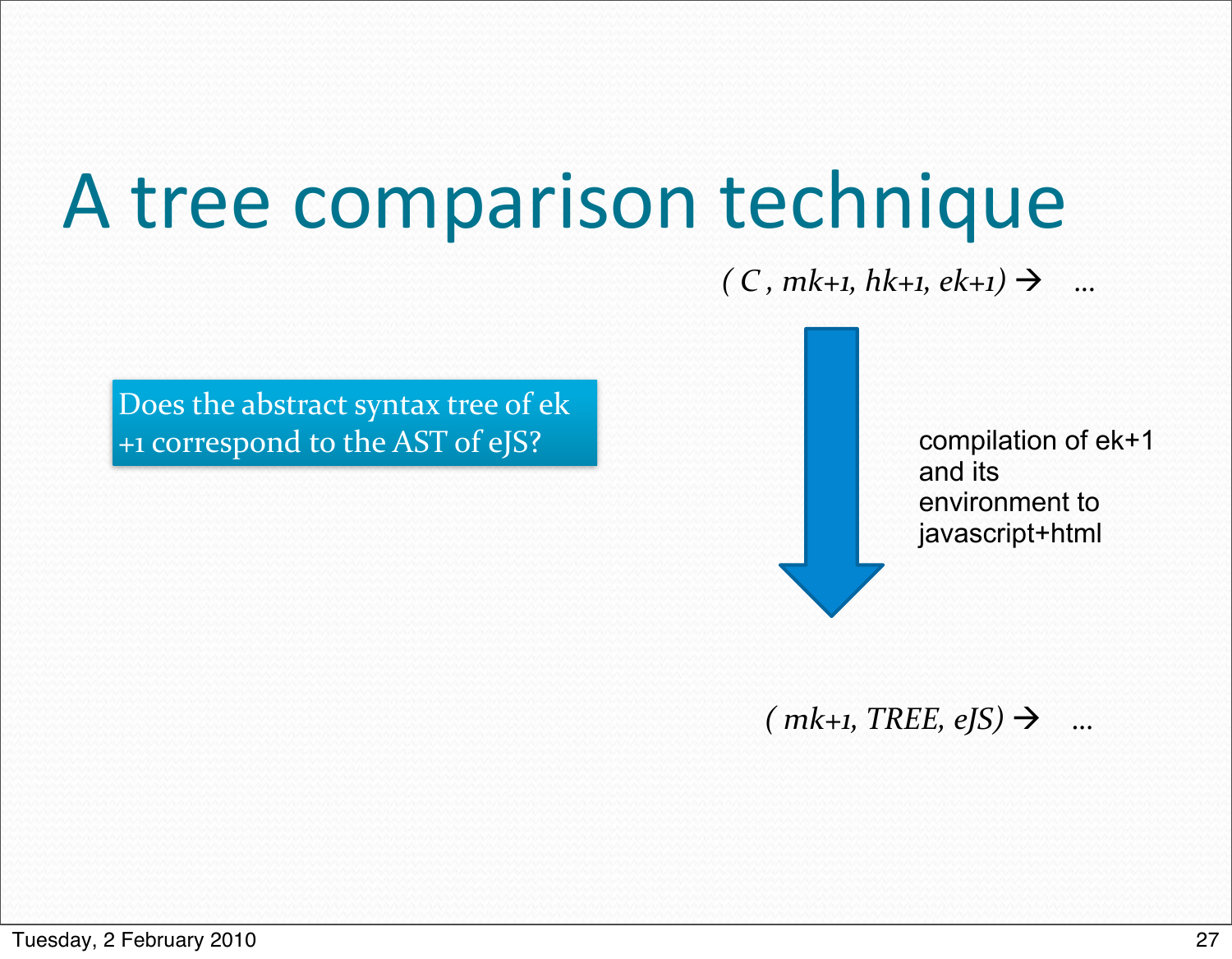# A tree comparison technique

$(C, m_{k+1}, h_{k+1}, e_{k+1}) \rightarrow \quad \ldots$

Does the abstract syntax tree of $e_{k+1}$ correspond to the AST of eJS?

compilation of $e_{k+1}$ and its environment to javascript+html

$(m_{k+1}, TREE, eJS) \rightarrow \quad \ldots$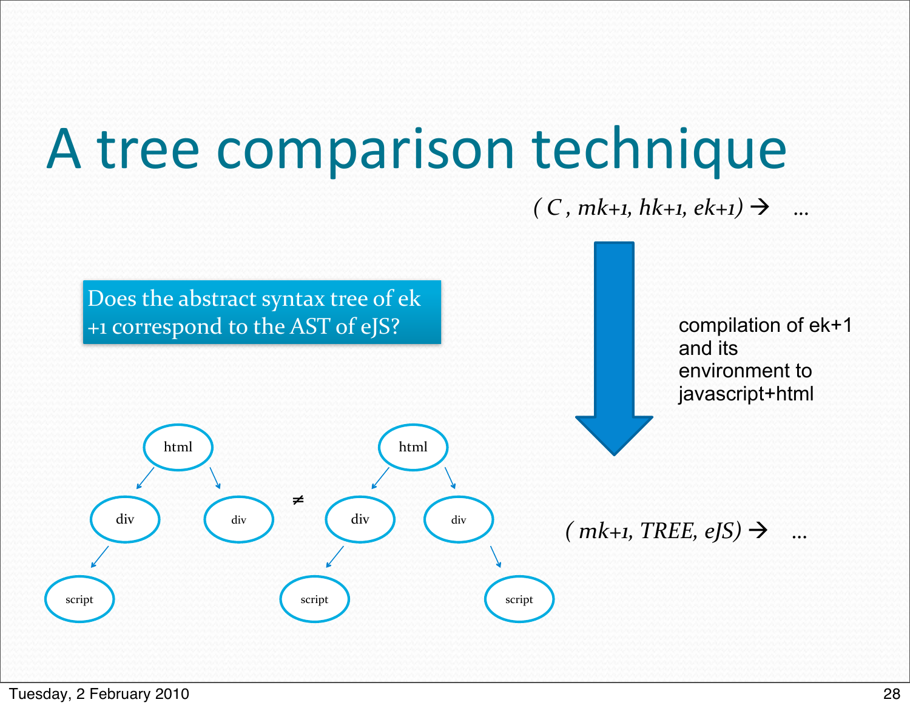# A tree comparison technique

*( C , mk+1, hk+1, ek+1)* → …

compilation of ek+1 and its environment to javascript+html

*( mk+1, TREE, eJS)* → …

Does the abstract syntax tree of ek+1 correspond to the AST of eJS?

html → div → script; html → div

≠

html → div → script; html → div → script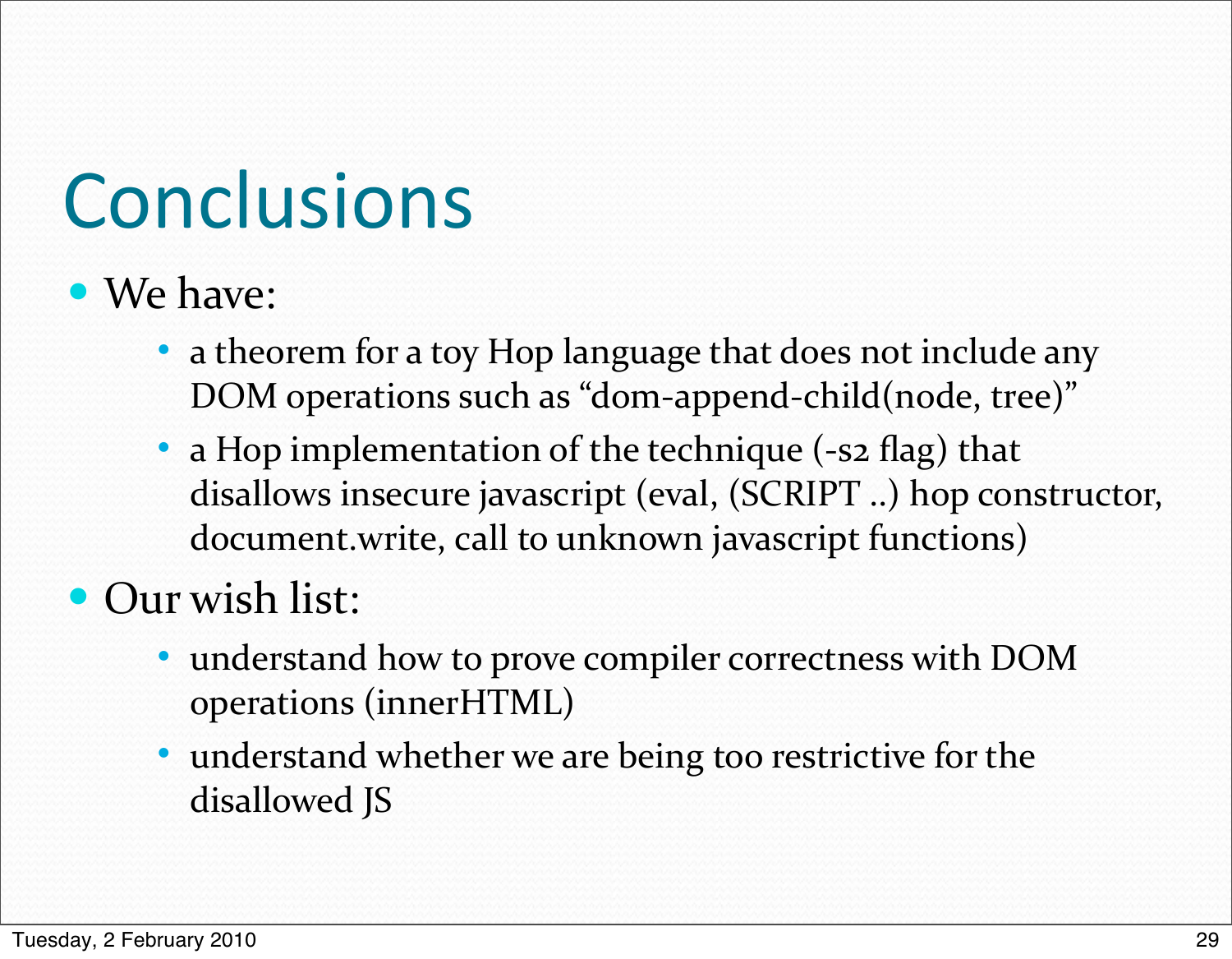# Conclusions

- We have:
  - a theorem for a toy Hop language that does not include any DOM operations such as "dom-append-child(node, tree)"
  - a Hop implementation of the technique (-s2 flag) that disallows insecure javascript (eval, (SCRIPT ..) hop constructor, document.write, call to unknown javascript functions)
- Our wish list:
  - understand how to prove compiler correctness with DOM operations (innerHTML)
  - understand whether we are being too restrictive for the disallowed JS